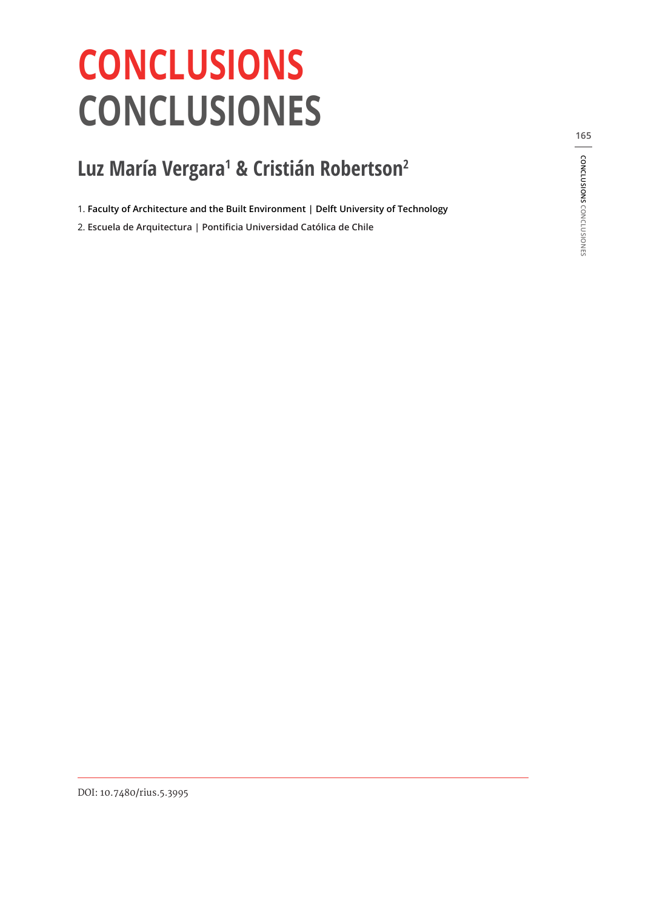# CONCLUSIONS
# CONCLUSIONES

## Luz María Vergara[1] & Cristián Robertson[2]

1. Faculty of Architecture and the Built Environment | Delft University of Technology
2. Escuela de Arquitectura | Pontificia Universidad Católica de Chile

DOI: 10.7480/rius.5.3995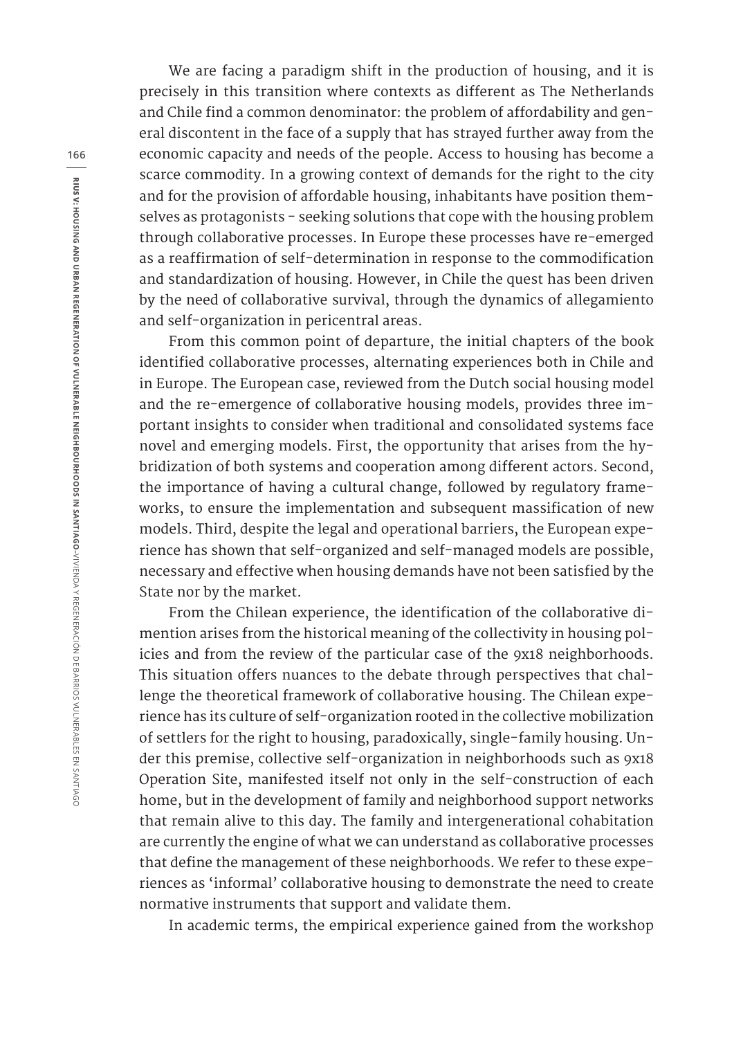We are facing a paradigm shift in the production of housing, and it is precisely in this transition where contexts as different as The Netherlands and Chile find a common denominator: the problem of affordability and general discontent in the face of a supply that has strayed further away from the economic capacity and needs of the people. Access to housing has become a scarce commodity. In a growing context of demands for the right to the city and for the provision of affordable housing, inhabitants have position themselves as protagonists - seeking solutions that cope with the housing problem through collaborative processes. In Europe these processes have re-emerged as a reaffirmation of self-determination in response to the commodification and standardization of housing. However, in Chile the quest has been driven by the need of collaborative survival, through the dynamics of allegamiento and self-organization in pericentral areas.

From this common point of departure, the initial chapters of the book identified collaborative processes, alternating experiences both in Chile and in Europe. The European case, reviewed from the Dutch social housing model and the re-emergence of collaborative housing models, provides three important insights to consider when traditional and consolidated systems face novel and emerging models. First, the opportunity that arises from the hybridization of both systems and cooperation among different actors. Second, the importance of having a cultural change, followed by regulatory frameworks, to ensure the implementation and subsequent massification of new models. Third, despite the legal and operational barriers, the European experience has shown that self-organized and self-managed models are possible, necessary and effective when housing demands have not been satisfied by the State nor by the market.

From the Chilean experience, the identification of the collaborative dimention arises from the historical meaning of the collectivity in housing policies and from the review of the particular case of the 9x18 neighborhoods. This situation offers nuances to the debate through perspectives that challenge the theoretical framework of collaborative housing. The Chilean experience has its culture of self-organization rooted in the collective mobilization of settlers for the right to housing, paradoxically, single-family housing. Under this premise, collective self-organization in neighborhoods such as 9x18 Operation Site, manifested itself not only in the self-construction of each home, but in the development of family and neighborhood support networks that remain alive to this day. The family and intergenerational cohabitation are currently the engine of what we can understand as collaborative processes that define the management of these neighborhoods. We refer to these experiences as 'informal' collaborative housing to demonstrate the need to create normative instruments that support and validate them.

In academic terms, the empirical experience gained from the workshop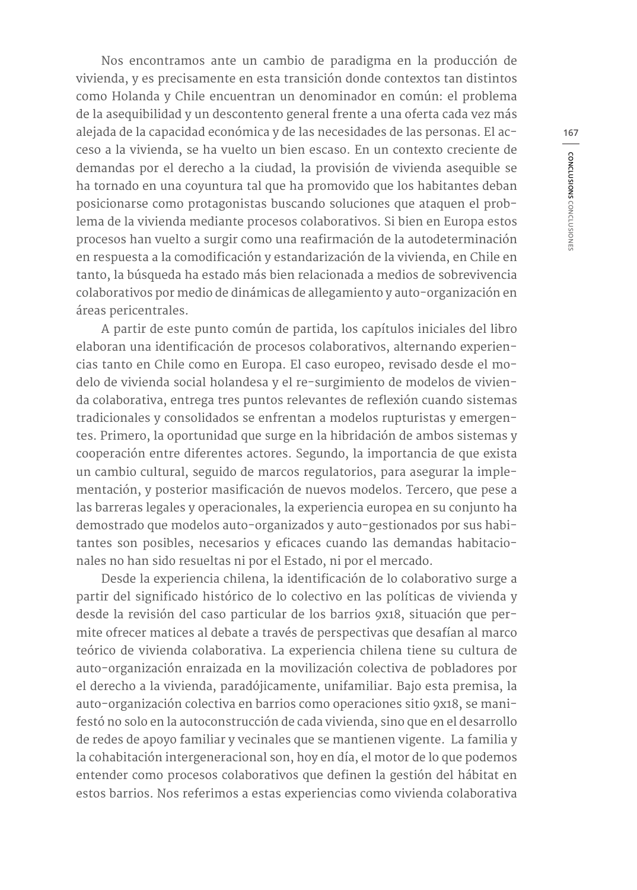Nos encontramos ante un cambio de paradigma en la producción de vivienda, y es precisamente en esta transición donde contextos tan distintos como Holanda y Chile encuentran un denominador en común: el problema de la asequibilidad y un descontento general frente a una oferta cada vez más alejada de la capacidad económica y de las necesidades de las personas. El acceso a la vivienda, se ha vuelto un bien escaso. En un contexto creciente de demandas por el derecho a la ciudad, la provisión de vivienda asequible se ha tornado en una coyuntura tal que ha promovido que los habitantes deban posicionarse como protagonistas buscando soluciones que ataquen el problema de la vivienda mediante procesos colaborativos. Si bien en Europa estos procesos han vuelto a surgir como una reafirmación de la autodeterminación en respuesta a la comodificación y estandarización de la vivienda, en Chile en tanto, la búsqueda ha estado más bien relacionada a medios de sobrevivencia colaborativos por medio de dinámicas de allegamiento y auto-organización en áreas pericentrales.

A partir de este punto común de partida, los capítulos iniciales del libro elaboran una identificación de procesos colaborativos, alternando experiencias tanto en Chile como en Europa. El caso europeo, revisado desde el modelo de vivienda social holandesa y el re-surgimiento de modelos de vivienda colaborativa, entrega tres puntos relevantes de reflexión cuando sistemas tradicionales y consolidados se enfrentan a modelos rupturistas y emergentes. Primero, la oportunidad que surge en la hibridación de ambos sistemas y cooperación entre diferentes actores. Segundo, la importancia de que exista un cambio cultural, seguido de marcos regulatorios, para asegurar la implementación, y posterior masificación de nuevos modelos. Tercero, que pese a las barreras legales y operacionales, la experiencia europea en su conjunto ha demostrado que modelos auto-organizados y auto-gestionados por sus habitantes son posibles, necesarios y eficaces cuando las demandas habitacionales no han sido resueltas ni por el Estado, ni por el mercado.

Desde la experiencia chilena, la identificación de lo colaborativo surge a partir del significado histórico de lo colectivo en las políticas de vivienda y desde la revisión del caso particular de los barrios 9x18, situación que permite ofrecer matices al debate a través de perspectivas que desafían al marco teórico de vivienda colaborativa. La experiencia chilena tiene su cultura de auto-organización enraizada en la movilización colectiva de pobladores por el derecho a la vivienda, paradójicamente, unifamiliar. Bajo esta premisa, la auto-organización colectiva en barrios como operaciones sitio 9x18, se manifestó no solo en la autoconstrucción de cada vivienda, sino que en el desarrollo de redes de apoyo familiar y vecinales que se mantienen vigente. La familia y la cohabitación intergeneracional son, hoy en día, el motor de lo que podemos entender como procesos colaborativos que definen la gestión del hábitat en estos barrios. Nos referimos a estas experiencias como vivienda colaborativa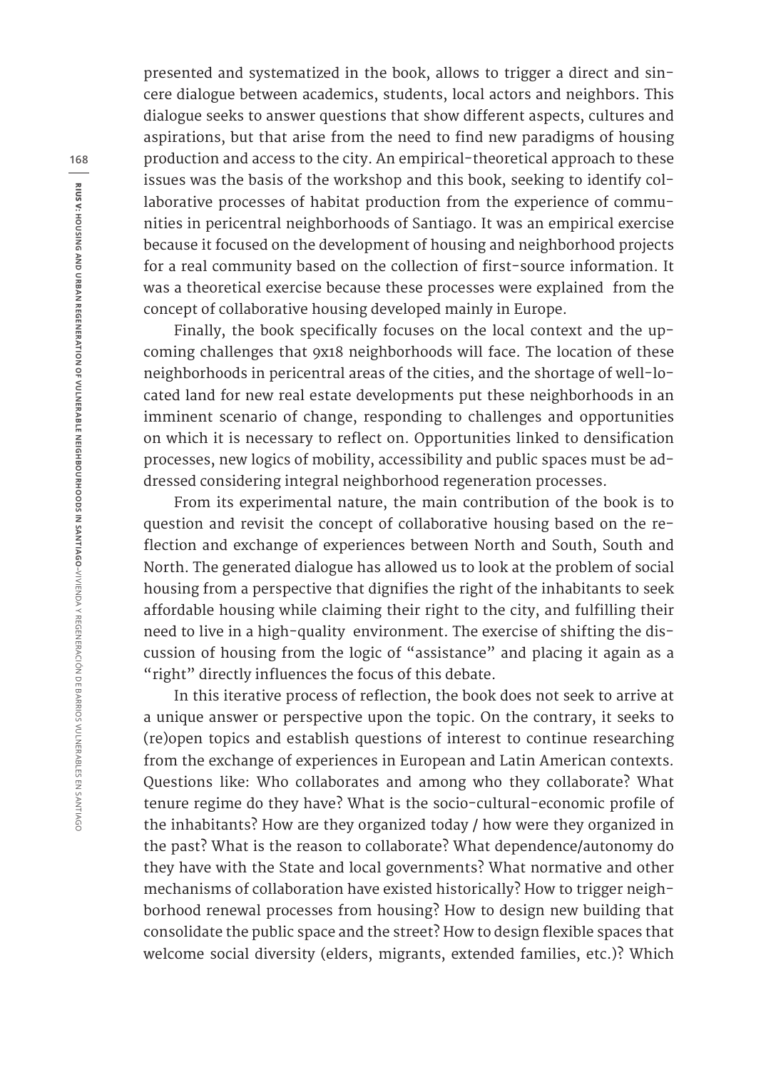presented and systematized in the book, allows to trigger a direct and sincere dialogue between academics, students, local actors and neighbors. This dialogue seeks to answer questions that show different aspects, cultures and aspirations, but that arise from the need to find new paradigms of housing production and access to the city. An empirical-theoretical approach to these issues was the basis of the workshop and this book, seeking to identify collaborative processes of habitat production from the experience of communities in pericentral neighborhoods of Santiago. It was an empirical exercise because it focused on the development of housing and neighborhood projects for a real community based on the collection of first-source information. It was a theoretical exercise because these processes were explained from the concept of collaborative housing developed mainly in Europe.

Finally, the book specifically focuses on the local context and the upcoming challenges that 9x18 neighborhoods will face. The location of these neighborhoods in pericentral areas of the cities, and the shortage of well-located land for new real estate developments put these neighborhoods in an imminent scenario of change, responding to challenges and opportunities on which it is necessary to reflect on. Opportunities linked to densification processes, new logics of mobility, accessibility and public spaces must be addressed considering integral neighborhood regeneration processes.

From its experimental nature, the main contribution of the book is to question and revisit the concept of collaborative housing based on the reflection and exchange of experiences between North and South, South and North. The generated dialogue has allowed us to look at the problem of social housing from a perspective that dignifies the right of the inhabitants to seek affordable housing while claiming their right to the city, and fulfilling their need to live in a high-quality environment. The exercise of shifting the discussion of housing from the logic of "assistance" and placing it again as a "right" directly influences the focus of this debate.

In this iterative process of reflection, the book does not seek to arrive at a unique answer or perspective upon the topic. On the contrary, it seeks to (re)open topics and establish questions of interest to continue researching from the exchange of experiences in European and Latin American contexts. Questions like: Who collaborates and among who they collaborate? What tenure regime do they have? What is the socio-cultural-economic profile of the inhabitants? How are they organized today / how were they organized in the past? What is the reason to collaborate? What dependence/autonomy do they have with the State and local governments? What normative and other mechanisms of collaboration have existed historically? How to trigger neighborhood renewal processes from housing? How to design new building that consolidate the public space and the street? How to design flexible spaces that welcome social diversity (elders, migrants, extended families, etc.)? Which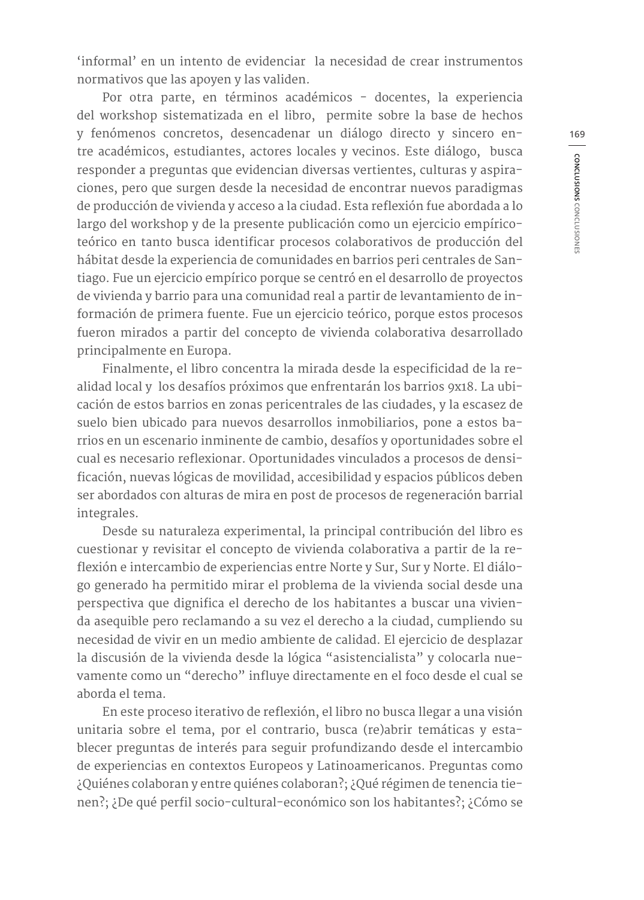'informal' en un intento de evidenciar la necesidad de crear instrumentos normativos que las apoyen y las validen.

Por otra parte, en términos académicos - docentes, la experiencia del workshop sistematizada en el libro, permite sobre la base de hechos y fenómenos concretos, desencadenar un diálogo directo y sincero entre académicos, estudiantes, actores locales y vecinos. Este diálogo, busca responder a preguntas que evidencian diversas vertientes, culturas y aspiraciones, pero que surgen desde la necesidad de encontrar nuevos paradigmas de producción de vivienda y acceso a la ciudad. Esta reflexión fue abordada a lo largo del workshop y de la presente publicación como un ejercicio empírico-teórico en tanto busca identificar procesos colaborativos de producción del hábitat desde la experiencia de comunidades en barrios peri centrales de Santiago. Fue un ejercicio empírico porque se centró en el desarrollo de proyectos de vivienda y barrio para una comunidad real a partir de levantamiento de información de primera fuente. Fue un ejercicio teórico, porque estos procesos fueron mirados a partir del concepto de vivienda colaborativa desarrollado principalmente en Europa.

Finalmente, el libro concentra la mirada desde la especificidad de la realidad local y los desafíos próximos que enfrentarán los barrios 9x18. La ubicación de estos barrios en zonas pericentrales de las ciudades, y la escasez de suelo bien ubicado para nuevos desarrollos inmobiliarios, pone a estos barrios en un escenario inminente de cambio, desafíos y oportunidades sobre el cual es necesario reflexionar. Oportunidades vinculados a procesos de densificación, nuevas lógicas de movilidad, accesibilidad y espacios públicos deben ser abordados con alturas de mira en post de procesos de regeneración barrial integrales.

Desde su naturaleza experimental, la principal contribución del libro es cuestionar y revisitar el concepto de vivienda colaborativa a partir de la reflexión e intercambio de experiencias entre Norte y Sur, Sur y Norte. El diálogo generado ha permitido mirar el problema de la vivienda social desde una perspectiva que dignifica el derecho de los habitantes a buscar una vivienda asequible pero reclamando a su vez el derecho a la ciudad, cumpliendo su necesidad de vivir en un medio ambiente de calidad. El ejercicio de desplazar la discusión de la vivienda desde la lógica "asistencialista" y colocarla nuevamente como un "derecho" influye directamente en el foco desde el cual se aborda el tema.

En este proceso iterativo de reflexión, el libro no busca llegar a una visión unitaria sobre el tema, por el contrario, busca (re)abrir temáticas y establecer preguntas de interés para seguir profundizando desde el intercambio de experiencias en contextos Europeos y Latinoamericanos. Preguntas como ¿Quiénes colaboran y entre quiénes colaboran?; ¿Qué régimen de tenencia tienen?; ¿De qué perfil socio-cultural-económico son los habitantes?; ¿Cómo se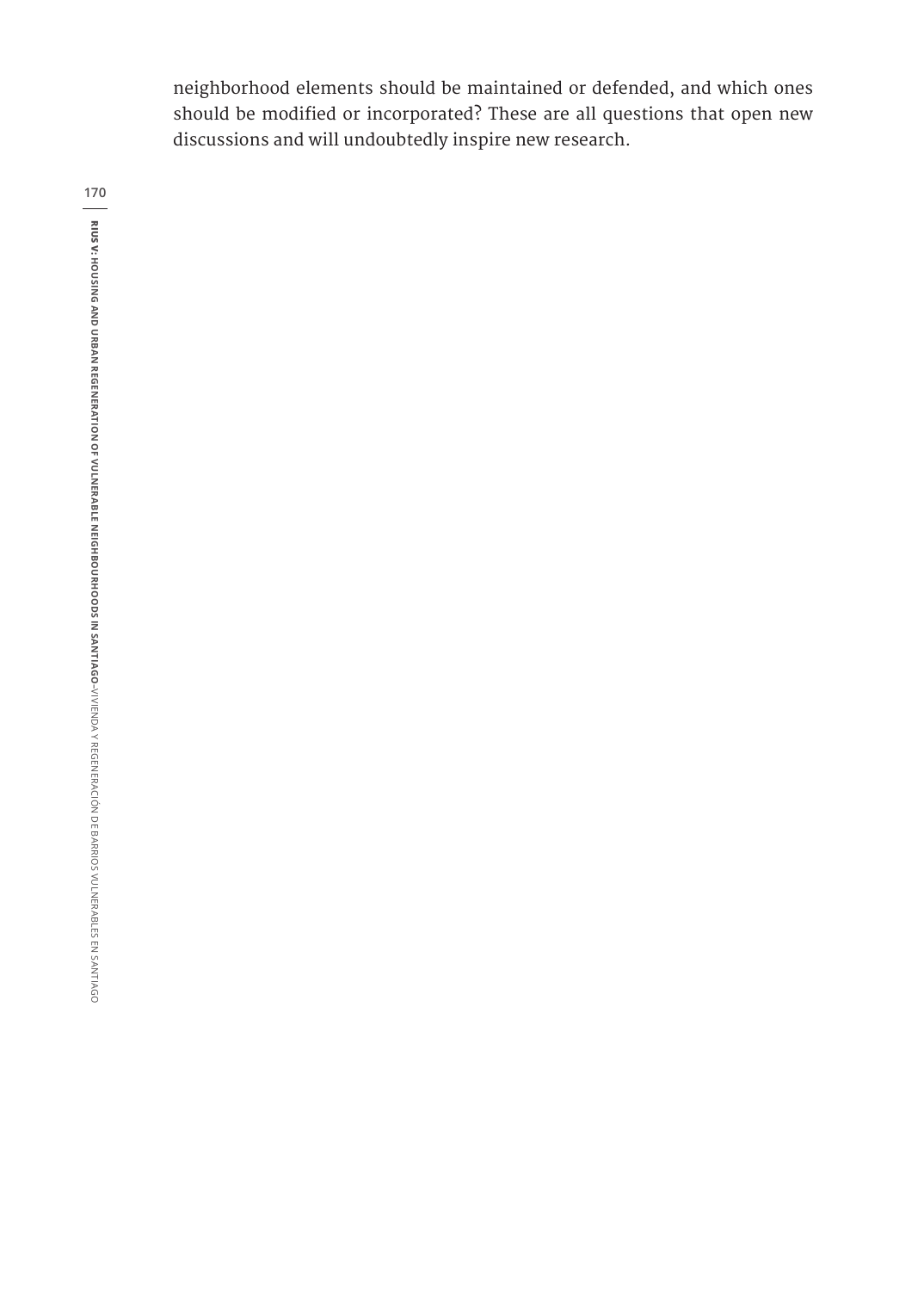neighborhood elements should be maintained or defended, and which ones should be modified or incorporated? These are all questions that open new discussions and will undoubtedly inspire new research.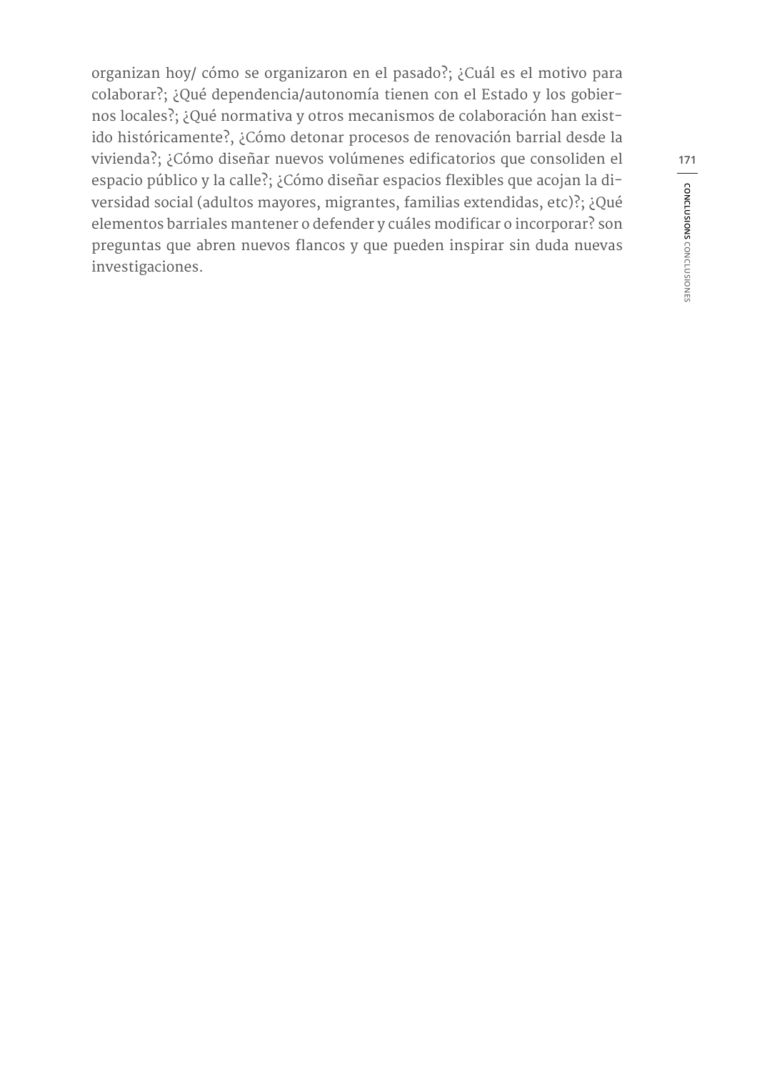organizan hoy/ cómo se organizaron en el pasado?; ¿Cuál es el motivo para colaborar?; ¿Qué dependencia/autonomía tienen con el Estado y los gobiernos locales?; ¿Qué normativa y otros mecanismos de colaboración han existido históricamente?, ¿Cómo detonar procesos de renovación barrial desde la vivienda?; ¿Cómo diseñar nuevos volúmenes edificatorios que consoliden el espacio público y la calle?; ¿Cómo diseñar espacios flexibles que acojan la diversidad social (adultos mayores, migrantes, familias extendidas, etc)?; ¿Qué elementos barriales mantener o defender y cuáles modificar o incorporar? son preguntas que abren nuevos flancos y que pueden inspirar sin duda nuevas investigaciones.